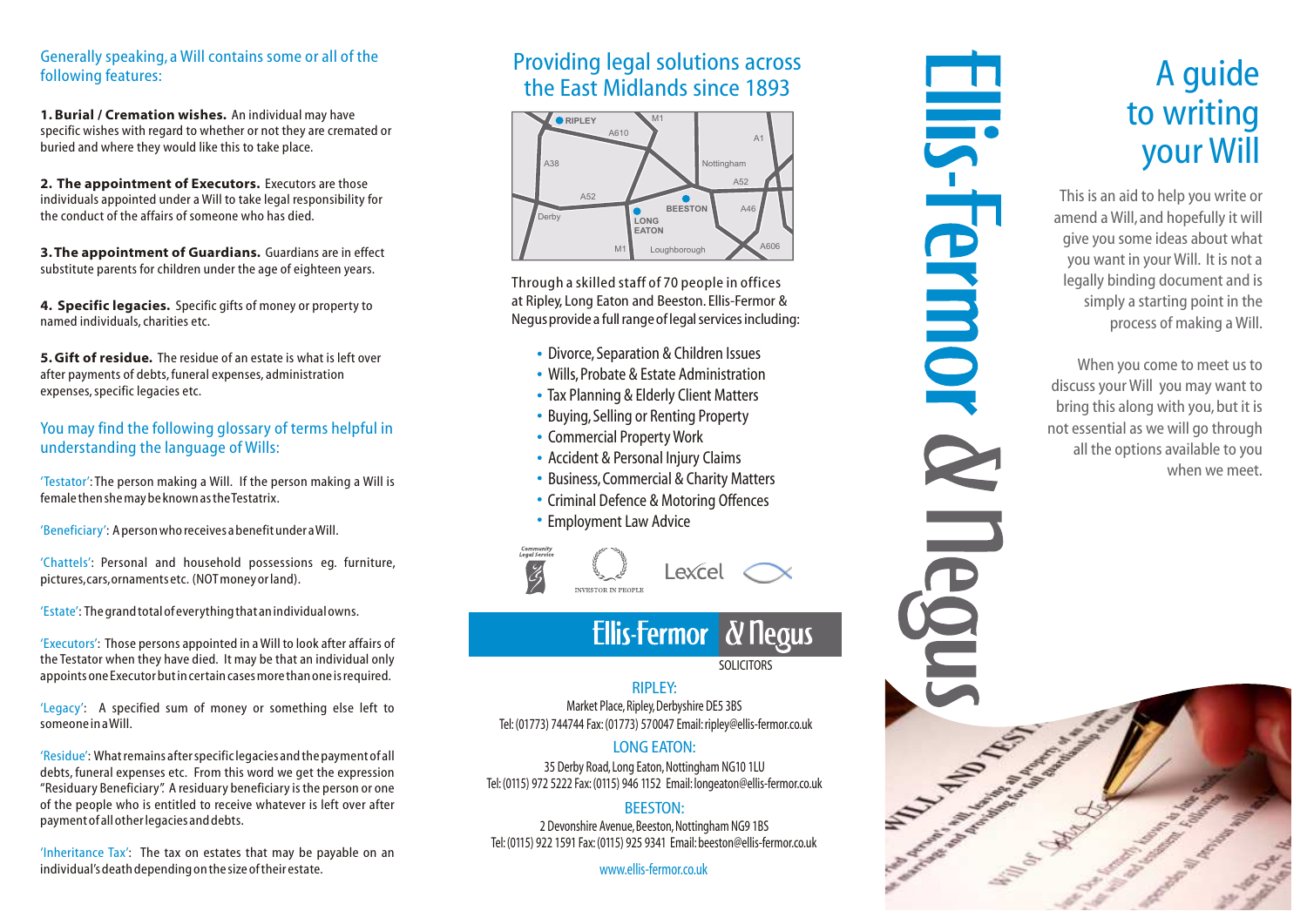Generally speaking, a Will contains some or all of the following features:

**1. Burial / Cremation wishes.** An individual may have specific wishes with regard to whether or not they are cremated or buried and where they would like this to take place.

**2. The appointment of Executors.** Executors are those individuals appointed under a Will to take legal responsibility for the conduct of the affairs of someone who has died.

**3. The appointment of Guardians.** Guardians are in effect substitute parents for children under the age of eighteen years.

**4. Specific legacies.** Specific gifts of money or property to named individuals, charities etc.

**5. Gift of residue.** The residue of an estate is what is left over after payments of debts, funeral expenses, administration expenses, specific legacies etc.

You may find the following glossary of terms helpful in understanding the language of Wills:

'Testator': The person making a Will. If the person making a Will is female then she may be known as the Testatrix.

'Beneficiary': A person who receives a benefit under a Will.

'Chattels': Personal and household possessions eg. furniture, pictures, cars, ornaments etc. (NOT money or land).

'Estate': The grand total of everything that an individual owns.

'Executors': Those persons appointed in a Will to look after affairs of the Testator when they have died. It may be that an individual only appoints one Executor but in certain cases more than one is required.

'Legacy': A specified sum of money or something else left to someone in a Will.

'Residue': What remains after specific legacies and the payment of all debts, funeral expenses etc. From this word we get the expression "Residuary Beneficiary". A residuary beneficiary is the person or one of the people who is entitled to receive whatever is left over after payment of all other legacies and debts.

'Inheritance Tax': The tax on estates that may be payable on an individual's death depending on the size of their estate.

## Providing legal solutions across the East Midlands since 1893

Through a skilled staff of 70 people in offices at Ripley, Long Eaton and Beeston. Ellis-Fermor & Negus provide a full range of legal services including:

- Divorce, Separation & Children Issues
- Wills, Probate & Estate Administration
- Tax Planning & Elderly Client Matters
- Buying, Selling or Renting Property
- Commercial Property Work
- Accident & Personal Injury Claims
- Business, Commercial & Charity Matters
- Criminal Defence & Motoring Offences
- Employment Law Advice

Community Legal Service · Investor in People · Lexcel

**Ellis-Fermor & Negus**
SOLICITORS

RIPLEY:
Market Place, Ripley, Derbyshire DE5 3BS
Tel: (01773) 744744 Fax: (01773) 570047 Email: ripley@ellis-fermor.co.uk

LONG EATON:
35 Derby Road, Long Eaton, Nottingham NG10 1LU
Tel: (0115) 972 5222 Fax: (0115) 946 1152 Email: longeaton@ellis-fermor.co.uk

BEESTON:
2 Devonshire Avenue, Beeston, Nottingham NG9 1BS
Tel: (0115) 922 1591 Fax: (0115) 925 9341 Email: beeston@ellis-fermor.co.uk

www.ellis-fermor.co.uk

# Ellis-Fermor & Negus

# A guide to writing your Will

This is an aid to help you write or amend a Will, and hopefully it will give you some ideas about what you want in your Will. It is not a legally binding document and is simply a starting point in the process of making a Will.

When you come to meet us to discuss your Will you may want to bring this along with you, but it is not essential as we will go through all the options available to you when we meet.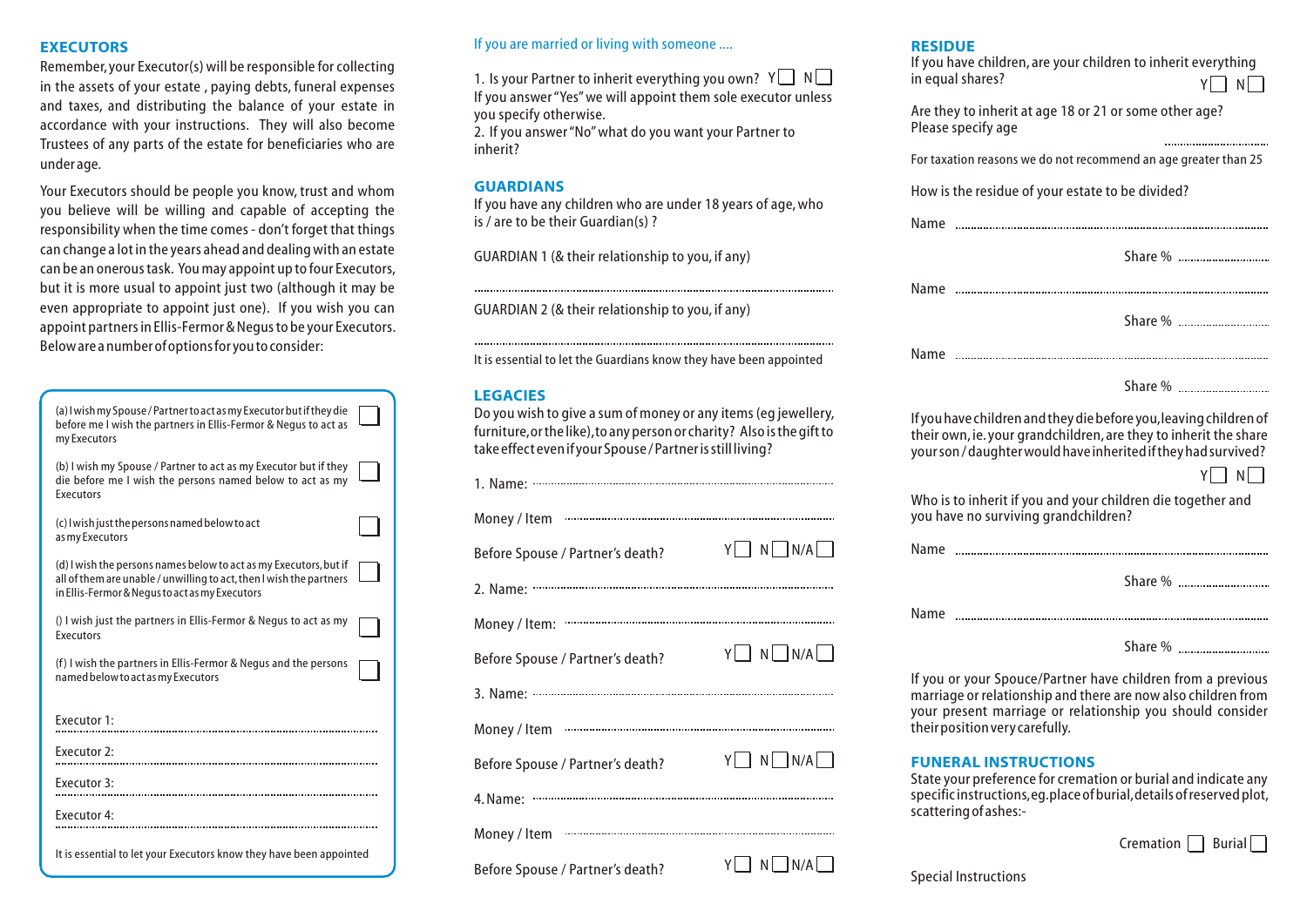## EXECUTORS

Remember, your Executor(s) will be responsible for collecting in the assets of your estate , paying debts, funeral expenses and taxes, and distributing the balance of your estate in accordance with your instructions. They will also become Trustees of any parts of the estate for beneficiaries who are under age.

Your Executors should be people you know, trust and whom you believe will be willing and capable of accepting the responsibility when the time comes - don't forget that things can change a lot in the years ahead and dealing with an estate can be an onerous task. You may appoint up to four Executors, but it is more usual to appoint just two (although it may be even appropriate to appoint just one). If you wish you can appoint partners in Ellis-Fermor & Negus to be your Executors. Below are a number of options for you to consider:

(a) I wish my Spouse / Partner to act as my Executor but if they die before me I wish the partners in Ellis-Fermor & Negus to act as my Executors ☐

(b) I wish my Spouse / Partner to act as my Executor but if they die before me I wish the persons named below to act as my Executors ☐

(c) I wish just the persons named below to act as my Executors ☐

(d) I wish the persons names below to act as my Executors, but if all of them are unable / unwilling to act, then I wish the partners in Ellis-Fermor & Negus to act as my Executors ☐

() I wish just the partners in Ellis-Fermor & Negus to act as my Executors ☐

(f) I wish the partners in Ellis-Fermor & Negus and the persons named below to act as my Executors ☐

Executor 1: ....................

Executor 2: ....................

Executor 3: ....................

Executor 4: ....................

It is essential to let your Executors know they have been appointed

If you are married or living with someone ....

1. Is your Partner to inherit everything you own? Y☐ N☐
If you answer "Yes" we will appoint them sole executor unless you specify otherwise.
2. If you answer "No" what do you want your Partner to inherit?

## GUARDIANS

If you have any children who are under 18 years of age, who is / are to be their Guardian(s) ?

GUARDIAN 1 (& their relationship to you, if any)

....................

GUARDIAN 2 (& their relationship to you, if any)

....................

It is essential to let the Guardians know they have been appointed

## LEGACIES

Do you wish to give a sum of money or any items (eg jewellery, furniture, or the like), to any person or charity? Also is the gift to take effect even if your Spouse / Partner is still living?

1. Name: ....................

Money / Item ....................

Before Spouse / Partner's death? Y☐ N☐ N/A☐

2. Name: ....................

Money / Item: ....................

Before Spouse / Partner's death? Y☐ N☐ N/A☐

3. Name: ....................

Money / Item ....................

Before Spouse / Partner's death? Y☐ N☐ N/A☐

4. Name: ....................

Money / Item ....................

Before Spouse / Partner's death? Y☐ N☐ N/A☐

## RESIDUE

If you have children, are your children to inherit everything in equal shares? Y☐ N☐

Are they to inherit at age 18 or 21 or some other age? Please specify age ....................

For taxation reasons we do not recommend an age greater than 25

How is the residue of your estate to be divided?

Name ....................

Share % ....................

Name ....................

Share % ....................

Name ....................

Share % ....................

If you have children and they die before you, leaving children of their own, ie. your grandchildren, are they to inherit the share your son / daughter would have inherited if they had survived? Y☐ N☐

Who is to inherit if you and your children die together and you have no surviving grandchildren?

Name ....................

Share % ....................

Name ....................

Share % ....................

If you or your Spouce/Partner have children from a previous marriage or relationship and there are now also children from your present marriage or relationship you should consider their position very carefully.

## FUNERAL INSTRUCTIONS

State your preference for cremation or burial and indicate any specific instructions, eg. place of burial, details of reserved plot, scattering of ashes:-

Cremation ☐ Burial ☐

Special Instructions